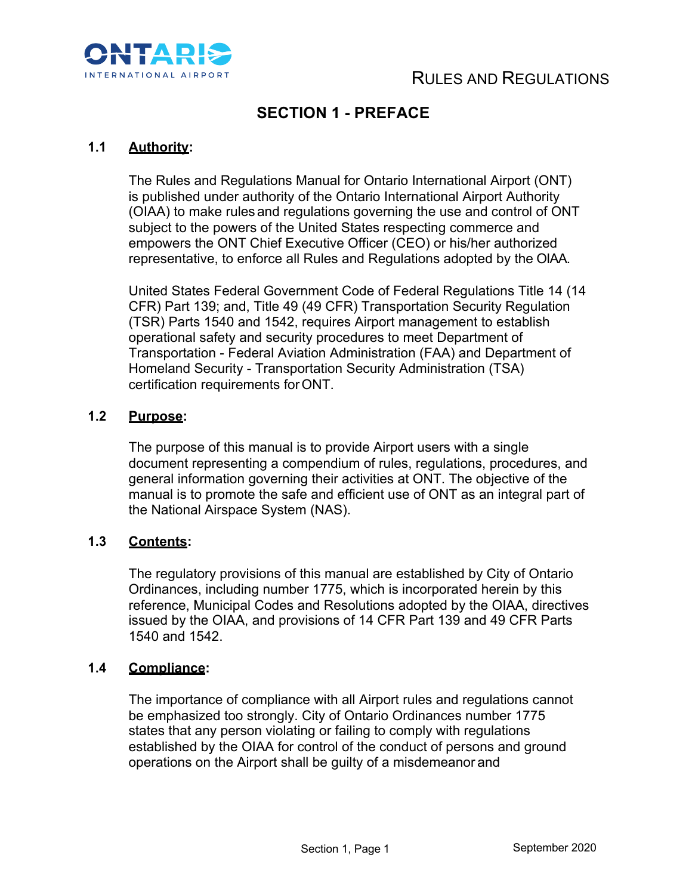# SECTION 1 - PREFACE

## 1.1 Authority:

The Rules and Regulations Manual for Ontario International Airport (ONT) is published under authority of the Ontario International Airport Authority (OIAA) to make rules and regulations governing the use and control of ONT subject to the powers of the United States respecting commerce and empowers the ONT Chief Executive Officer (CEO) or his/her authorized representative, to enforce all Rules and Regulations adopted by the OIAA.

United States Federal Government Code of Federal Regulations Title 14 (14 CFR) Part 139; and, Title 49 (49 CFR) Transportation Security Regulation (TSR) Parts 1540 and 1542, requires Airport management to establish operational safety and security procedures to meet Department of Transportation - Federal Aviation Administration (FAA) and Department of Homeland Security - Transportation Security Administration (TSA) certification requirements for ONT.

## 1.2 Purpose:

The purpose of this manual is to provide Airport users with a single document representing a compendium of rules, regulations, procedures, and general information governing their activities at ONT. The objective of the manual is to promote the safe and efficient use of ONT as an integral part of the National Airspace System (NAS).

## 1.3 Contents:

The regulatory provisions of this manual are established by City of Ontario Ordinances, including number 1775, which is incorporated herein by this reference, Municipal Codes and Resolutions adopted by the OIAA, directives issued by the OIAA, and provisions of 14 CFR Part 139 and 49 CFR Parts 1540 and 1542.

## 1.4 Compliance:

The importance of compliance with all Airport rules and regulations cannot be emphasized too strongly. City of Ontario Ordinances number 1775 states that any person violating or failing to comply with regulations established by the OIAA for control of the conduct of persons and ground operations on the Airport shall be guilty of a misdemeanor and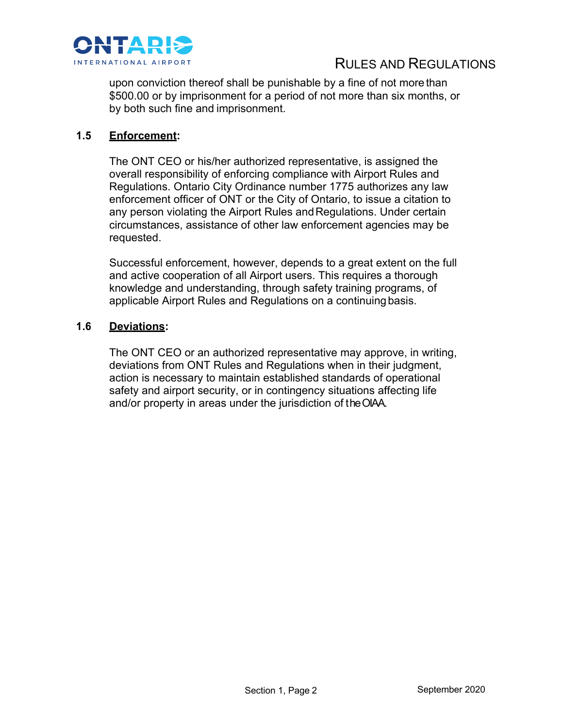upon conviction thereof shall be punishable by a fine of not more than $500.00 or by imprisonment for a period of not more than six months, or by both such fine and imprisonment.

### 1.5 **Enforcement**:

The ONT CEO or his/her authorized representative, is assigned the overall responsibility of enforcing compliance with Airport Rules and Regulations. Ontario City Ordinance number 1775 authorizes any law enforcement officer of ONT or the City of Ontario, to issue a citation to any person violating the Airport Rules and Regulations. Under certain circumstances, assistance of other law enforcement agencies may be requested.

Successful enforcement, however, depends to a great extent on the full and active cooperation of all Airport users. This requires a thorough knowledge and understanding, through safety training programs, of applicable Airport Rules and Regulations on a continuing basis.

### 1.6 **Deviations**:

The ONT CEO or an authorized representative may approve, in writing, deviations from ONT Rules and Regulations when in their judgment, action is necessary to maintain established standards of operational safety and airport security, or in contingency situations affecting life and/or property in areas under the jurisdiction of the OIAA.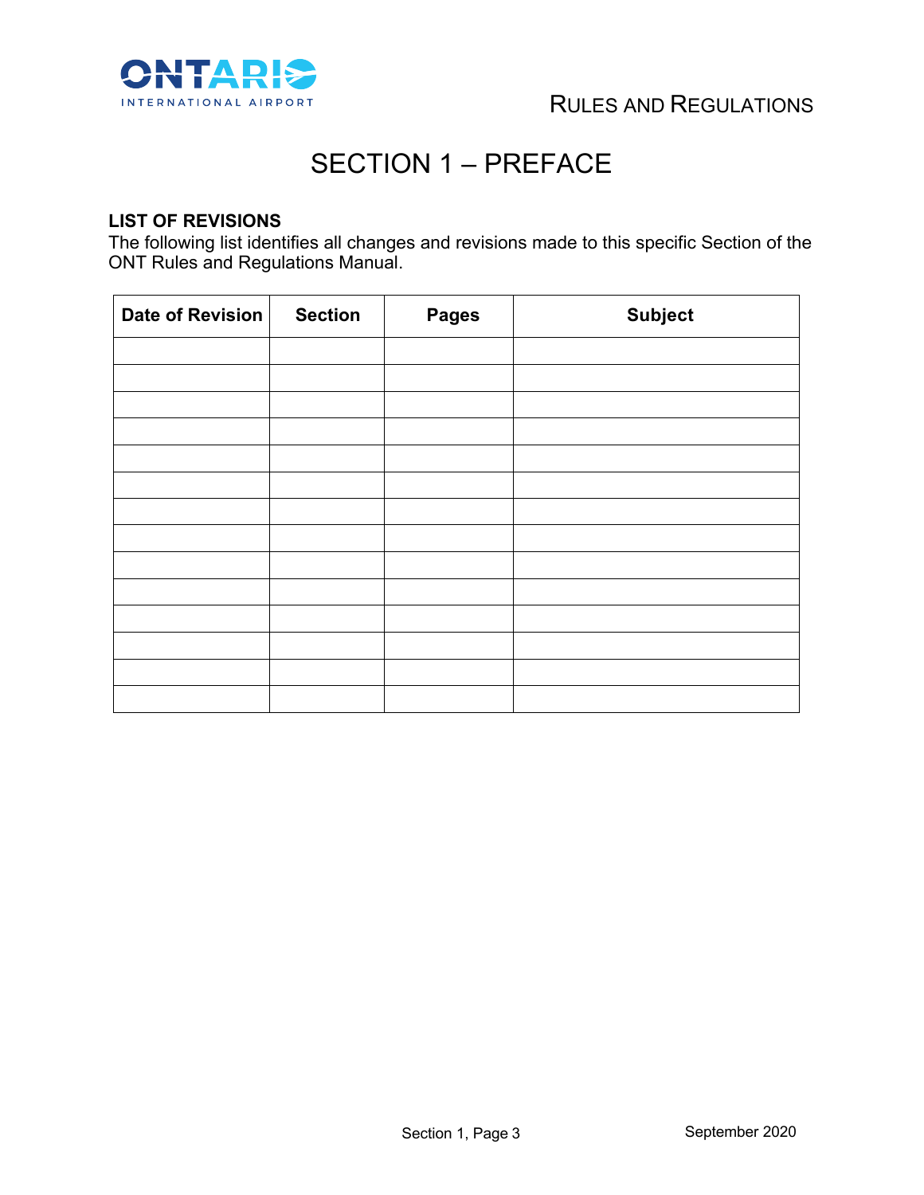# SECTION 1 – PREFACE

## LIST OF REVISIONS

The following list identifies all changes and revisions made to this specific Section of the ONT Rules and Regulations Manual.

| Date of Revision | Section | Pages | Subject |
|---|---|---|---|
| | | | |
| | | | |
| | | | |
| | | | |
| | | | |
| | | | |
| | | | |
| | | | |
| | | | |
| | | | |
| | | | |
| | | | |
| | | | |
| | | | |